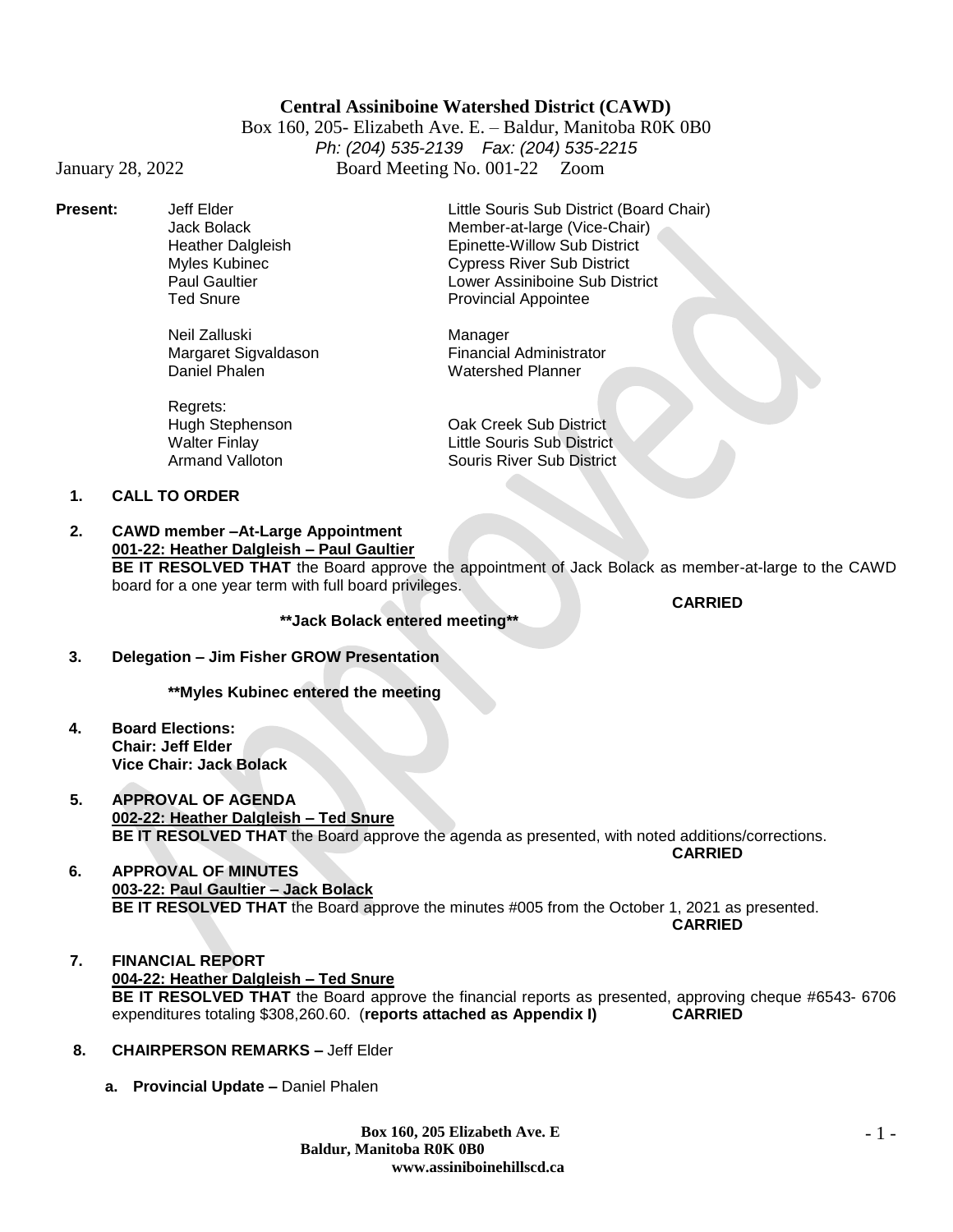**Central Assiniboine Watershed District (CAWD)**

Box 160, 205- Elizabeth Ave. E. – Baldur, Manitoba R0K 0B0

*Ph: (204) 535-2139 Fax: (204) 535-2215*

January 28, 2022 Board Meeting No. 001-22 Zoom

**Present:**

| | |
|---|---|
| Jeff Elder | Little Souris Sub District (Board Chair) |
| Jack Bolack | Member-at-large (Vice-Chair) |
| Heather Dalgleish | Epinette-Willow Sub District |
| Myles Kubinec | Cypress River Sub District |
| Paul Gaultier | Lower Assiniboine Sub District |
| Ted Snure | Provincial Appointee |
| | |
| Neil Zalluski | Manager |
| Margaret Sigvaldason | Financial Administrator |
| Daniel Phalen | Watershed Planner |

Regrets:

| | |
|---|---|
| Hugh Stephenson | Oak Creek Sub District |
| Walter Finlay | Little Souris Sub District |
| Armand Valloton | Souris River Sub District |

1. **CALL TO ORDER**

2. **CAWD member –At-Large Appointment**
   **001-22: Heather Dalgleish – Paul Gaultier**
   **BE IT RESOLVED THAT** the Board approve the appointment of Jack Bolack as member-at-large to the CAWD board for a one year term with full board privileges.
   **CARRIED**

   **\*\*Jack Bolack entered meeting\*\***

3. **Delegation – Jim Fisher GROW Presentation**

   **\*\*Myles Kubinec entered the meeting**

4. **Board Elections:**
   **Chair: Jeff Elder**
   **Vice Chair: Jack Bolack**

5. **APPROVAL OF AGENDA**
   **002-22: Heather Dalgleish – Ted Snure**
   **BE IT RESOLVED THAT** the Board approve the agenda as presented, with noted additions/corrections.
   **CARRIED**

6. **APPROVAL OF MINUTES**
   **003-22: Paul Gaultier – Jack Bolack**
   **BE IT RESOLVED THAT** the Board approve the minutes #005 from the October 1, 2021 as presented.
   **CARRIED**

7. **FINANCIAL REPORT**
   **004-22: Heather Dalgleish – Ted Snure**
   **BE IT RESOLVED THAT** the Board approve the financial reports as presented, approving cheque #6543- 6706 expenditures totaling $308,260.60. (**reports attached as Appendix I)** **CARRIED**

8. **CHAIRPERSON REMARKS –** Jeff Elder

   a. **Provincial Update –** Daniel Phalen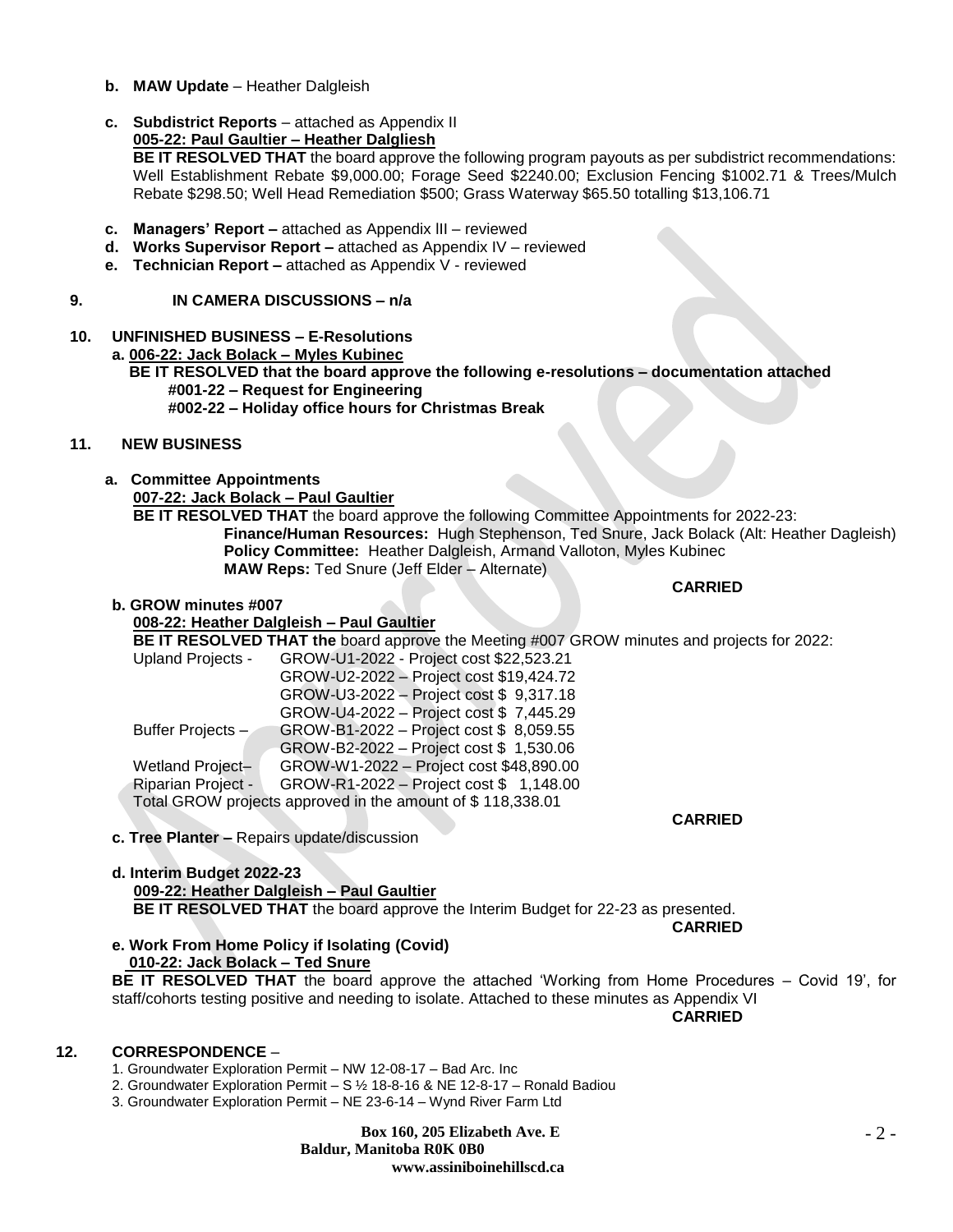**b. MAW Update** – Heather Dalgleish

**c. Subdistrict Reports** – attached as Appendix II

**005-22: Paul Gaultier – Heather Dalgliesh**

**BE IT RESOLVED THAT** the board approve the following program payouts as per subdistrict recommendations: Well Establishment Rebate $9,000.00; Forage Seed $2240.00; Exclusion Fencing $1002.71 & Trees/Mulch Rebate $298.50; Well Head Remediation $500; Grass Waterway $65.50 totalling $13,106.71

**c. Managers' Report –** attached as Appendix III – reviewed

**d. Works Supervisor Report –** attached as Appendix IV – reviewed

**e. Technician Report –** attached as Appendix V - reviewed

## 9. IN CAMERA DISCUSSIONS – n/a

## 10. UNFINISHED BUSINESS – E-Resolutions

**a. 006-22: Jack Bolack – Myles Kubinec**

**BE IT RESOLVED that the board approve the following e-resolutions – documentation attached**

**#001-22 – Request for Engineering**

**#002-22 – Holiday office hours for Christmas Break**

## 11. NEW BUSINESS

**a. Committee Appointments**

**007-22: Jack Bolack – Paul Gaultier**

**BE IT RESOLVED THAT** the board approve the following Committee Appointments for 2022-23:

**Finance/Human Resources:** Hugh Stephenson, Ted Snure, Jack Bolack (Alt: Heather Dagleish)

**Policy Committee:** Heather Dalgleish, Armand Valloton, Myles Kubinec

**MAW Reps:** Ted Snure (Jeff Elder – Alternate)

**CARRIED**

**b. GROW minutes #007**

**008-22: Heather Dalgleish – Paul Gaultier**

**BE IT RESOLVED THAT the** board approve the Meeting #007 GROW minutes and projects for 2022:

Upland Projects - GROW-U1-2022 - Project cost $22,523.21
GROW-U2-2022 – Project cost $19,424.72
GROW-U3-2022 – Project cost $ 9,317.18
GROW-U4-2022 – Project cost $ 7,445.29
Buffer Projects – GROW-B1-2022 – Project cost $ 8,059.55
GROW-B2-2022 – Project cost $ 1,530.06
Wetland Project– GROW-W1-2022 – Project cost $48,890.00
Riparian Project - GROW-R1-2022 – Project cost $ 1,148.00

Total GROW projects approved in the amount of $ 118,338.01

**CARRIED**

**c. Tree Planter –** Repairs update/discussion

**d. Interim Budget 2022-23**

**009-22: Heather Dalgleish – Paul Gaultier**

**BE IT RESOLVED THAT** the board approve the Interim Budget for 22-23 as presented.

**CARRIED**

**e. Work From Home Policy if Isolating (Covid)**

**010-22: Jack Bolack – Ted Snure**

**BE IT RESOLVED THAT** the board approve the attached 'Working from Home Procedures – Covid 19', for staff/cohorts testing positive and needing to isolate. Attached to these minutes as Appendix VI

**CARRIED**

## 12. CORRESPONDENCE –

1. Groundwater Exploration Permit – NW 12-08-17 – Bad Arc. Inc
2. Groundwater Exploration Permit – S ½ 18-8-16 & NE 12-8-17 – Ronald Badiou
3. Groundwater Exploration Permit – NE 23-6-14 – Wynd River Farm Ltd

**Box 160, 205 Elizabeth Ave. E**
**Baldur, Manitoba R0K 0B0**
**www.assiniboinehillscd.ca**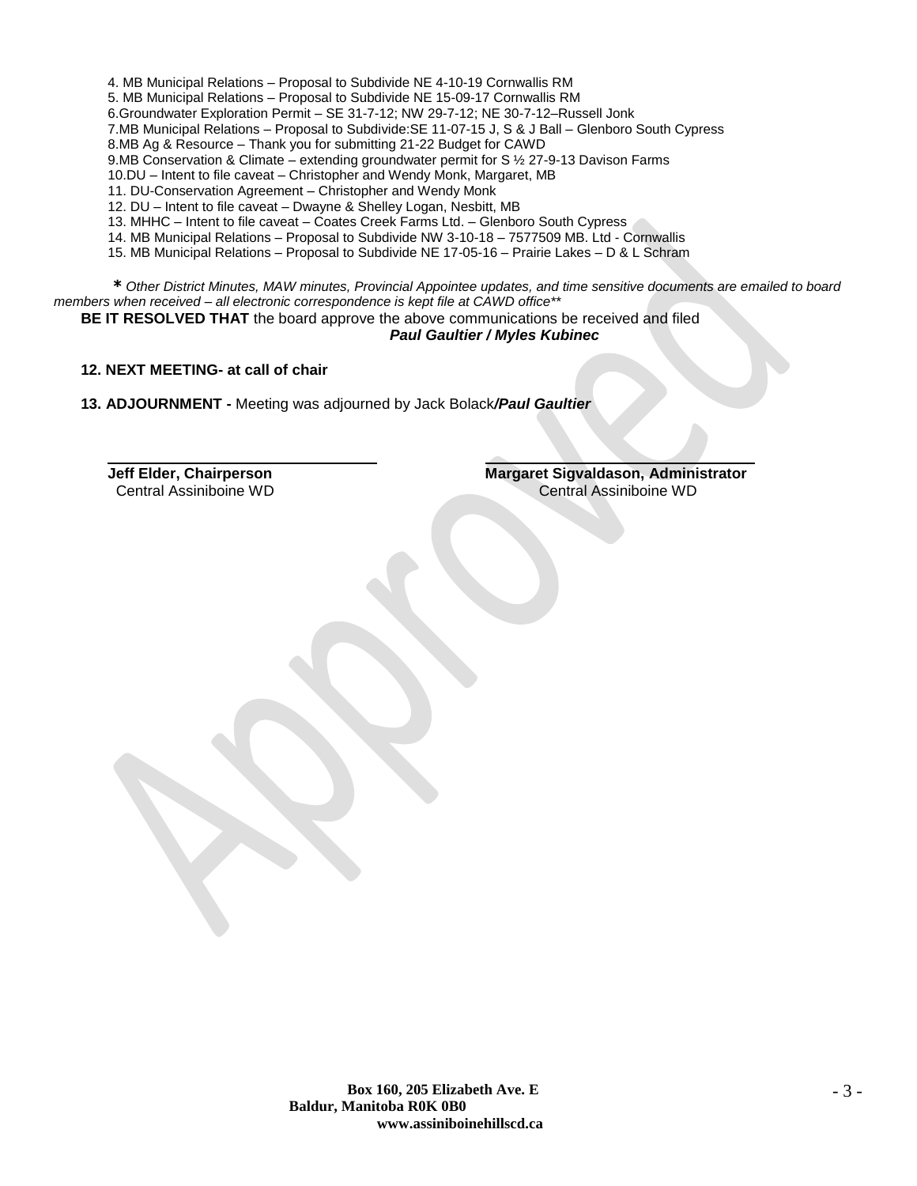4. MB Municipal Relations – Proposal to Subdivide NE 4-10-19 Cornwallis RM
5. MB Municipal Relations – Proposal to Subdivide NE 15-09-17 Cornwallis RM
6. Groundwater Exploration Permit – SE 31-7-12; NW 29-7-12; NE 30-7-12–Russell Jonk
7. MB Municipal Relations – Proposal to Subdivide:SE 11-07-15 J, S & J Ball – Glenboro South Cypress
8. MB Ag & Resource – Thank you for submitting 21-22 Budget for CAWD
9. MB Conservation & Climate – extending groundwater permit for S ½ 27-9-13 Davison Farms
10. DU – Intent to file caveat – Christopher and Wendy Monk, Margaret, MB
11. DU-Conservation Agreement – Christopher and Wendy Monk
12. DU – Intent to file caveat – Dwayne & Shelley Logan, Nesbitt, MB
13. MHHC – Intent to file caveat – Coates Creek Farms Ltd. – Glenboro South Cypress
14. MB Municipal Relations – Proposal to Subdivide NW 3-10-18 – 7577509 MB. Ltd - Cornwallis
15. MB Municipal Relations – Proposal to Subdivide NE 17-05-16 – Prairie Lakes – D & L Schram

*\* Other District Minutes, MAW minutes, Provincial Appointee updates, and time sensitive documents are emailed to board members when received – all electronic correspondence is kept file at CAWD office\*\**

**BE IT RESOLVED THAT** the board approve the above communications be received and filed

***Paul Gaultier / Myles Kubinec***

**12. NEXT MEETING- at call of chair**

**13. ADJOURNMENT -** Meeting was adjourned by Jack Bolack***/Paul Gaultier***

**Jeff Elder, Chairperson**
Central Assiniboine WD

**Margaret Sigvaldason, Administrator**
Central Assiniboine WD

Approved

**Box 160, 205 Elizabeth Ave. E**
**Baldur, Manitoba R0K 0B0**
**www.assiniboinehillscd.ca**